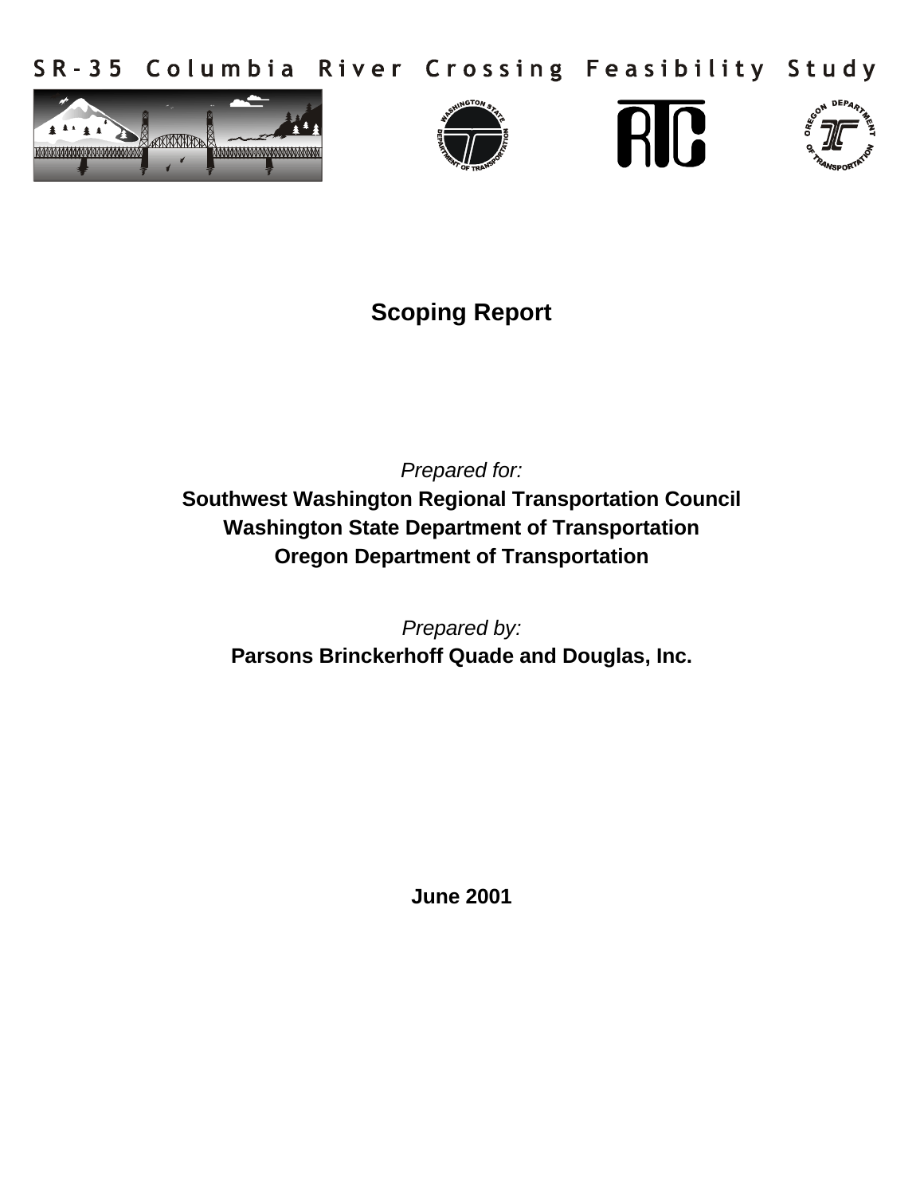SR-35 Columbia River Crossing Feasibility Study

# Scoping Report

*Prepared for:*

**Southwest Washington Regional Transportation Council**
**Washington State Department of Transportation**
**Oregon Department of Transportation**

*Prepared by:*

**Parsons Brinckerhoff Quade and Douglas, Inc.**

**June 2001**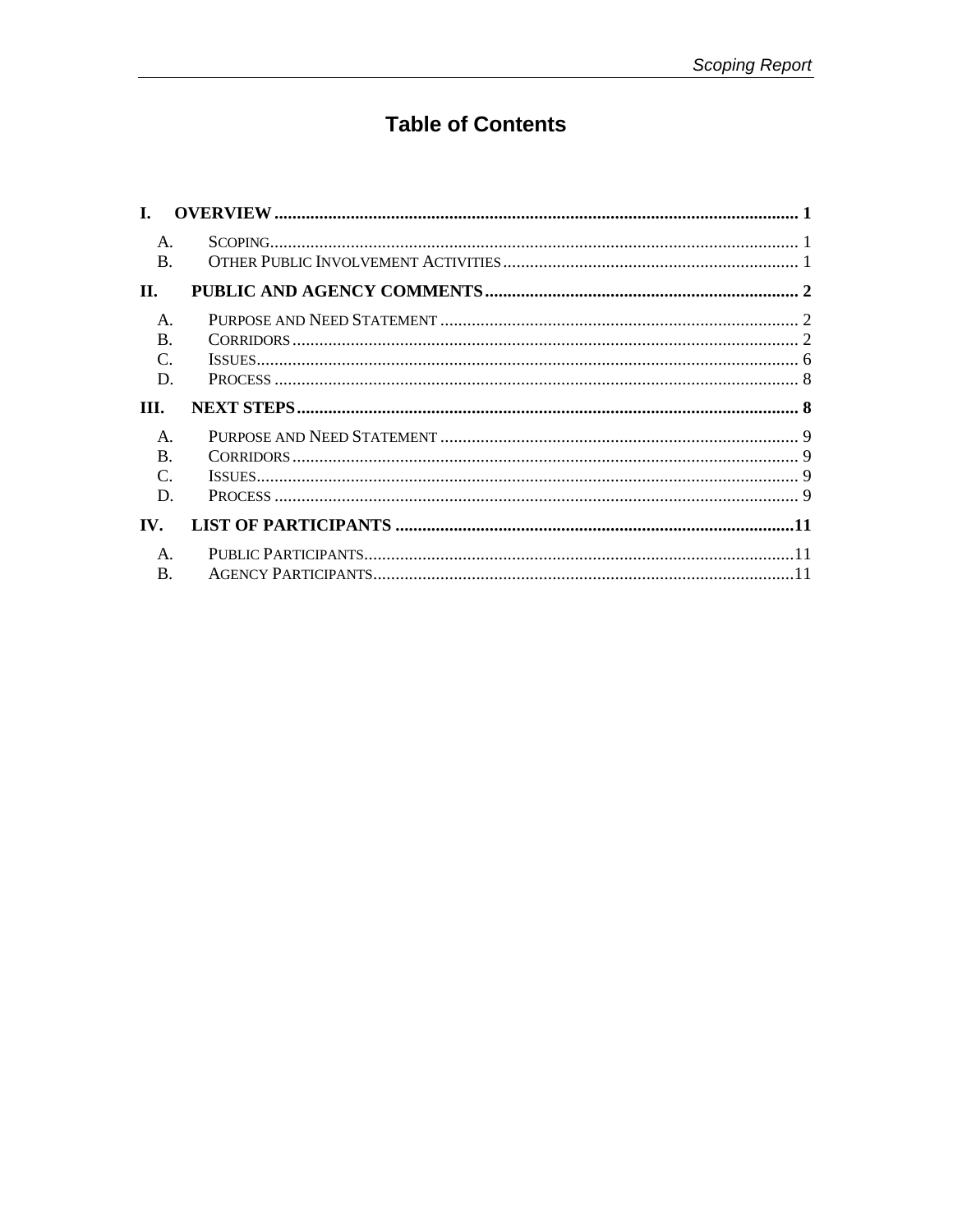# Table of Contents

I. OVERVIEW ..................................................................................................................... 1

- A. SCOPING ..................................................................................................................... 1
- B. OTHER PUBLIC INVOLVEMENT ACTIVITIES .................................................................. 1

II. PUBLIC AND AGENCY COMMENTS ...................................................................... 2

- A. PURPOSE AND NEED STATEMENT ................................................................................ 2
- B. CORRIDORS ................................................................................................................. 2
- C. ISSUES ......................................................................................................................... 6
- D. PROCESS ..................................................................................................................... 8

III. NEXT STEPS ................................................................................................................ 8

- A. PURPOSE AND NEED STATEMENT ................................................................................ 9
- B. CORRIDORS ................................................................................................................. 9
- C. ISSUES ......................................................................................................................... 9
- D. PROCESS ..................................................................................................................... 9

IV. LIST OF PARTICIPANTS ........................................................................................ 11

- A. PUBLIC PARTICIPANTS ............................................................................................... 11
- B. AGENCY PARTICIPANTS ............................................................................................. 11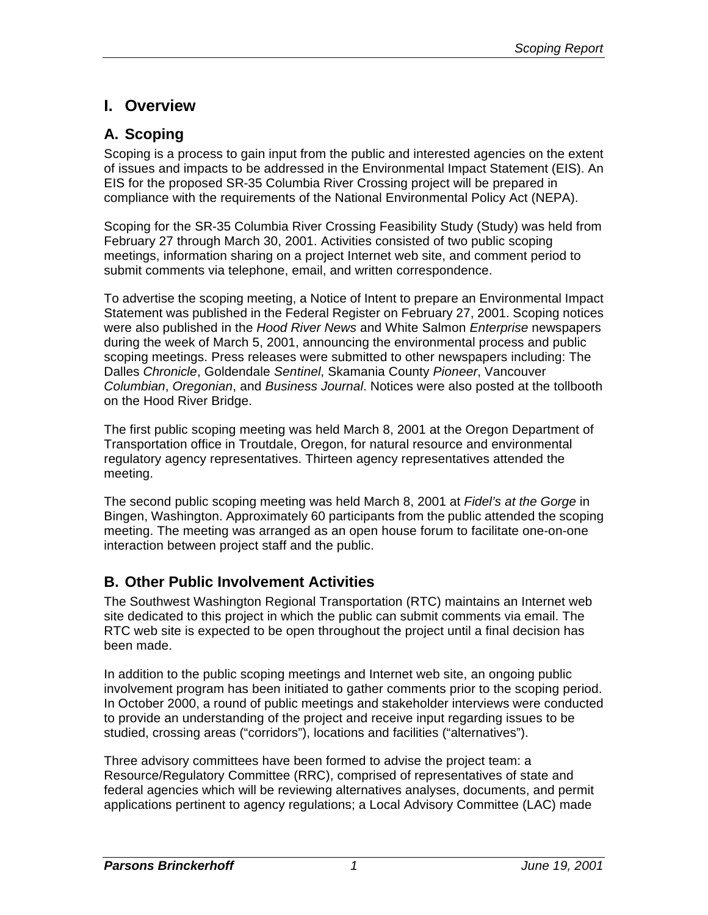# I. Overview

## A. Scoping

Scoping is a process to gain input from the public and interested agencies on the extent of issues and impacts to be addressed in the Environmental Impact Statement (EIS). An EIS for the proposed SR-35 Columbia River Crossing project will be prepared in compliance with the requirements of the National Environmental Policy Act (NEPA).

Scoping for the SR-35 Columbia River Crossing Feasibility Study (Study) was held from February 27 through March 30, 2001. Activities consisted of two public scoping meetings, information sharing on a project Internet web site, and comment period to submit comments via telephone, email, and written correspondence.

To advertise the scoping meeting, a Notice of Intent to prepare an Environmental Impact Statement was published in the Federal Register on February 27, 2001. Scoping notices were also published in the *Hood River News* and White Salmon *Enterprise* newspapers during the week of March 5, 2001, announcing the environmental process and public scoping meetings. Press releases were submitted to other newspapers including: The Dalles *Chronicle*, Goldendale *Sentinel*, Skamania County *Pioneer*, Vancouver *Columbian*, *Oregonian*, and *Business Journal*. Notices were also posted at the tollbooth on the Hood River Bridge.

The first public scoping meeting was held March 8, 2001 at the Oregon Department of Transportation office in Troutdale, Oregon, for natural resource and environmental regulatory agency representatives. Thirteen agency representatives attended the meeting.

The second public scoping meeting was held March 8, 2001 at *Fidel's at the Gorge* in Bingen, Washington. Approximately 60 participants from the public attended the scoping meeting. The meeting was arranged as an open house forum to facilitate one-on-one interaction between project staff and the public.

## B. Other Public Involvement Activities

The Southwest Washington Regional Transportation (RTC) maintains an Internet web site dedicated to this project in which the public can submit comments via email. The RTC web site is expected to be open throughout the project until a final decision has been made.

In addition to the public scoping meetings and Internet web site, an ongoing public involvement program has been initiated to gather comments prior to the scoping period. In October 2000, a round of public meetings and stakeholder interviews were conducted to provide an understanding of the project and receive input regarding issues to be studied, crossing areas ("corridors"), locations and facilities ("alternatives").

Three advisory committees have been formed to advise the project team: a Resource/Regulatory Committee (RRC), comprised of representatives of state and federal agencies which will be reviewing alternatives analyses, documents, and permit applications pertinent to agency regulations; a Local Advisory Committee (LAC) made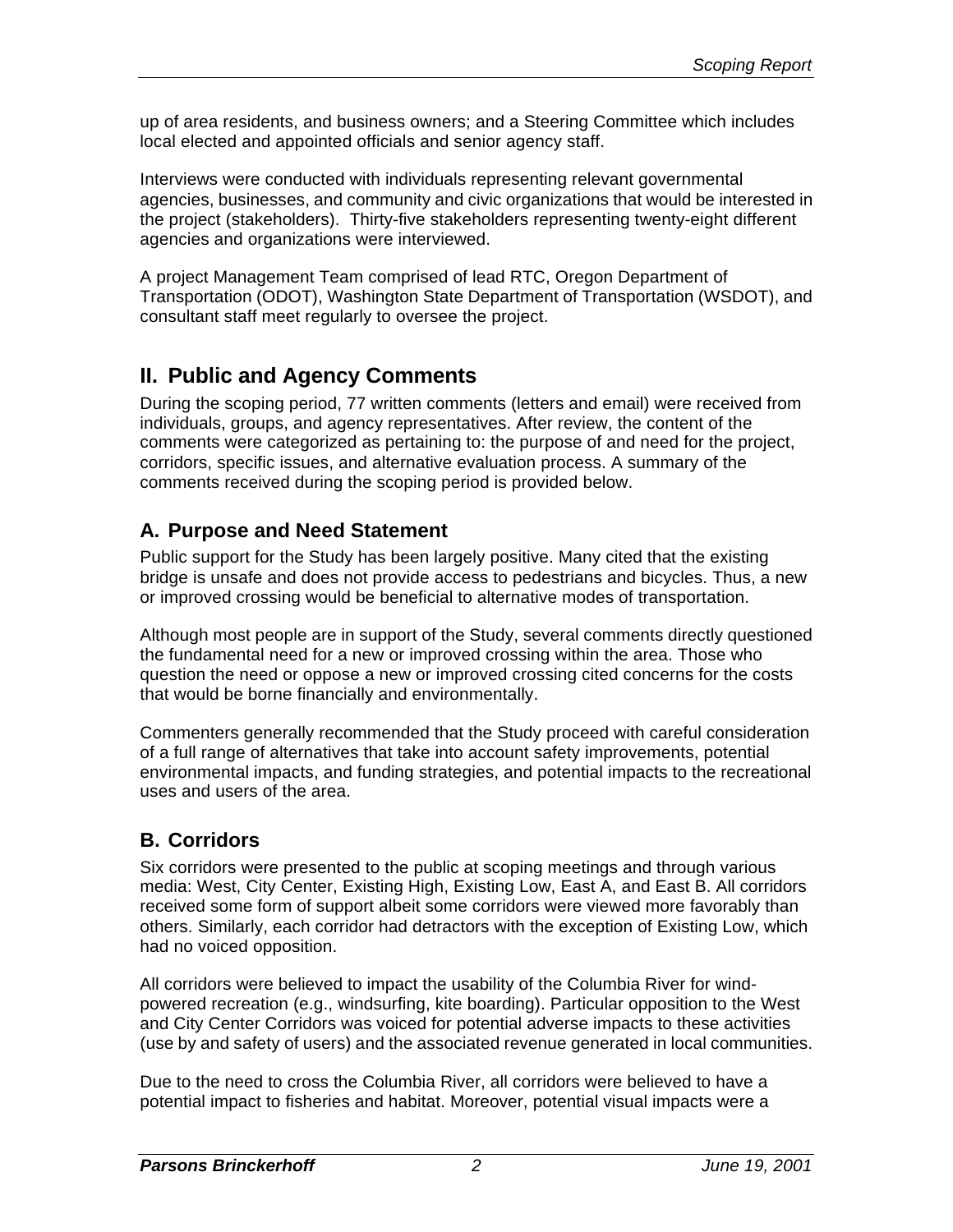up of area residents, and business owners; and a Steering Committee which includes local elected and appointed officials and senior agency staff.

Interviews were conducted with individuals representing relevant governmental agencies, businesses, and community and civic organizations that would be interested in the project (stakeholders). Thirty-five stakeholders representing twenty-eight different agencies and organizations were interviewed.

A project Management Team comprised of lead RTC, Oregon Department of Transportation (ODOT), Washington State Department of Transportation (WSDOT), and consultant staff meet regularly to oversee the project.

## II. Public and Agency Comments

During the scoping period, 77 written comments (letters and email) were received from individuals, groups, and agency representatives. After review, the content of the comments were categorized as pertaining to: the purpose of and need for the project, corridors, specific issues, and alternative evaluation process. A summary of the comments received during the scoping period is provided below.

### A. Purpose and Need Statement

Public support for the Study has been largely positive. Many cited that the existing bridge is unsafe and does not provide access to pedestrians and bicycles. Thus, a new or improved crossing would be beneficial to alternative modes of transportation.

Although most people are in support of the Study, several comments directly questioned the fundamental need for a new or improved crossing within the area. Those who question the need or oppose a new or improved crossing cited concerns for the costs that would be borne financially and environmentally.

Commenters generally recommended that the Study proceed with careful consideration of a full range of alternatives that take into account safety improvements, potential environmental impacts, and funding strategies, and potential impacts to the recreational uses and users of the area.

### B. Corridors

Six corridors were presented to the public at scoping meetings and through various media: West, City Center, Existing High, Existing Low, East A, and East B. All corridors received some form of support albeit some corridors were viewed more favorably than others. Similarly, each corridor had detractors with the exception of Existing Low, which had no voiced opposition.

All corridors were believed to impact the usability of the Columbia River for wind-powered recreation (e.g., windsurfing, kite boarding). Particular opposition to the West and City Center Corridors was voiced for potential adverse impacts to these activities (use by and safety of users) and the associated revenue generated in local communities.

Due to the need to cross the Columbia River, all corridors were believed to have a potential impact to fisheries and habitat. Moreover, potential visual impacts were a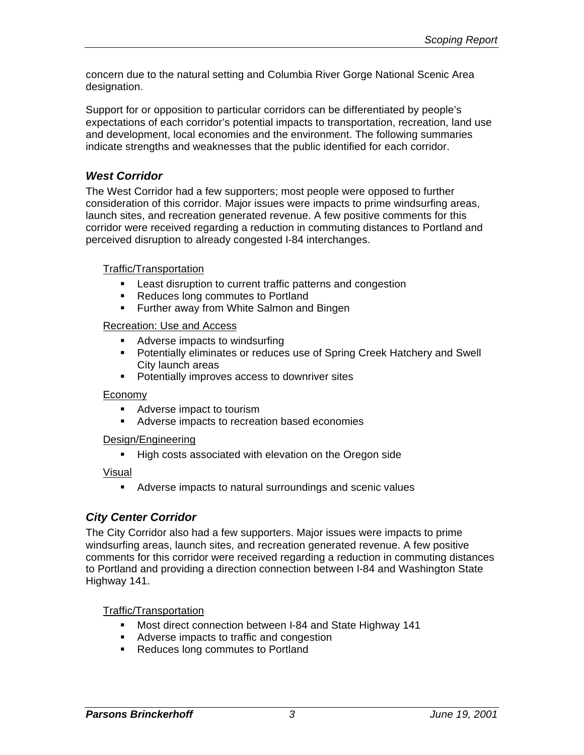concern due to the natural setting and Columbia River Gorge National Scenic Area designation.

Support for or opposition to particular corridors can be differentiated by people's expectations of each corridor's potential impacts to transportation, recreation, land use and development, local economies and the environment. The following summaries indicate strengths and weaknesses that the public identified for each corridor.

### *West Corridor*

The West Corridor had a few supporters; most people were opposed to further consideration of this corridor. Major issues were impacts to prime windsurfing areas, launch sites, and recreation generated revenue. A few positive comments for this corridor were received regarding a reduction in commuting distances to Portland and perceived disruption to already congested I-84 interchanges.

Traffic/Transportation

- Least disruption to current traffic patterns and congestion
- Reduces long commutes to Portland
- Further away from White Salmon and Bingen

Recreation: Use and Access

- Adverse impacts to windsurfing
- Potentially eliminates or reduces use of Spring Creek Hatchery and Swell City launch areas
- Potentially improves access to downriver sites

Economy

- Adverse impact to tourism
- Adverse impacts to recreation based economies

Design/Engineering

- High costs associated with elevation on the Oregon side

Visual

- Adverse impacts to natural surroundings and scenic values

### *City Center Corridor*

The City Corridor also had a few supporters. Major issues were impacts to prime windsurfing areas, launch sites, and recreation generated revenue. A few positive comments for this corridor were received regarding a reduction in commuting distances to Portland and providing a direction connection between I-84 and Washington State Highway 141.

Traffic/Transportation

- Most direct connection between I-84 and State Highway 141
- Adverse impacts to traffic and congestion
- Reduces long commutes to Portland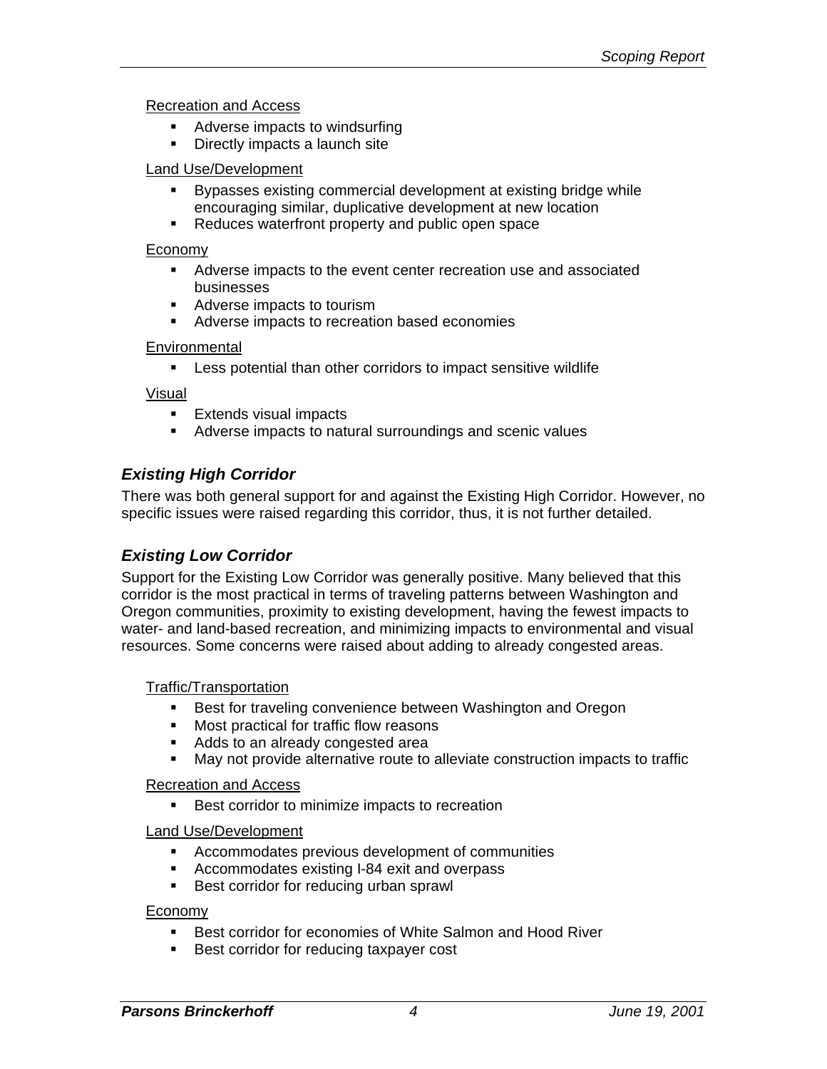Recreation and Access

- Adverse impacts to windsurfing
- Directly impacts a launch site

Land Use/Development

- Bypasses existing commercial development at existing bridge while encouraging similar, duplicative development at new location
- Reduces waterfront property and public open space

Economy

- Adverse impacts to the event center recreation use and associated businesses
- Adverse impacts to tourism
- Adverse impacts to recreation based economies

Environmental

- Less potential than other corridors to impact sensitive wildlife

Visual

- Extends visual impacts
- Adverse impacts to natural surroundings and scenic values

### *Existing High Corridor*

There was both general support for and against the Existing High Corridor. However, no specific issues were raised regarding this corridor, thus, it is not further detailed.

### *Existing Low Corridor*

Support for the Existing Low Corridor was generally positive. Many believed that this corridor is the most practical in terms of traveling patterns between Washington and Oregon communities, proximity to existing development, having the fewest impacts to water- and land-based recreation, and minimizing impacts to environmental and visual resources. Some concerns were raised about adding to already congested areas.

Traffic/Transportation

- Best for traveling convenience between Washington and Oregon
- Most practical for traffic flow reasons
- Adds to an already congested area
- May not provide alternative route to alleviate construction impacts to traffic

Recreation and Access

- Best corridor to minimize impacts to recreation

Land Use/Development

- Accommodates previous development of communities
- Accommodates existing I-84 exit and overpass
- Best corridor for reducing urban sprawl

Economy

- Best corridor for economies of White Salmon and Hood River
- Best corridor for reducing taxpayer cost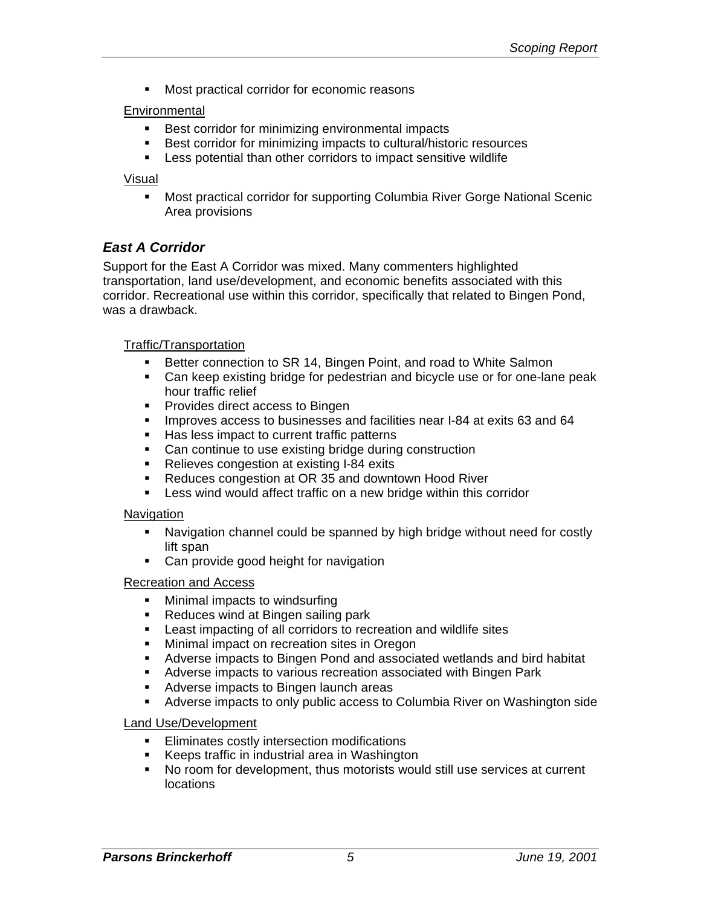- Most practical corridor for economic reasons

Environmental

- Best corridor for minimizing environmental impacts
- Best corridor for minimizing impacts to cultural/historic resources
- Less potential than other corridors to impact sensitive wildlife

Visual

- Most practical corridor for supporting Columbia River Gorge National Scenic Area provisions

### *East A Corridor*

Support for the East A Corridor was mixed. Many commenters highlighted transportation, land use/development, and economic benefits associated with this corridor. Recreational use within this corridor, specifically that related to Bingen Pond, was a drawback.

Traffic/Transportation

- Better connection to SR 14, Bingen Point, and road to White Salmon
- Can keep existing bridge for pedestrian and bicycle use or for one-lane peak hour traffic relief
- Provides direct access to Bingen
- Improves access to businesses and facilities near I-84 at exits 63 and 64
- Has less impact to current traffic patterns
- Can continue to use existing bridge during construction
- Relieves congestion at existing I-84 exits
- Reduces congestion at OR 35 and downtown Hood River
- Less wind would affect traffic on a new bridge within this corridor

Navigation

- Navigation channel could be spanned by high bridge without need for costly lift span
- Can provide good height for navigation

Recreation and Access

- Minimal impacts to windsurfing
- Reduces wind at Bingen sailing park
- Least impacting of all corridors to recreation and wildlife sites
- Minimal impact on recreation sites in Oregon
- Adverse impacts to Bingen Pond and associated wetlands and bird habitat
- Adverse impacts to various recreation associated with Bingen Park
- Adverse impacts to Bingen launch areas
- Adverse impacts to only public access to Columbia River on Washington side

Land Use/Development

- Eliminates costly intersection modifications
- Keeps traffic in industrial area in Washington
- No room for development, thus motorists would still use services at current locations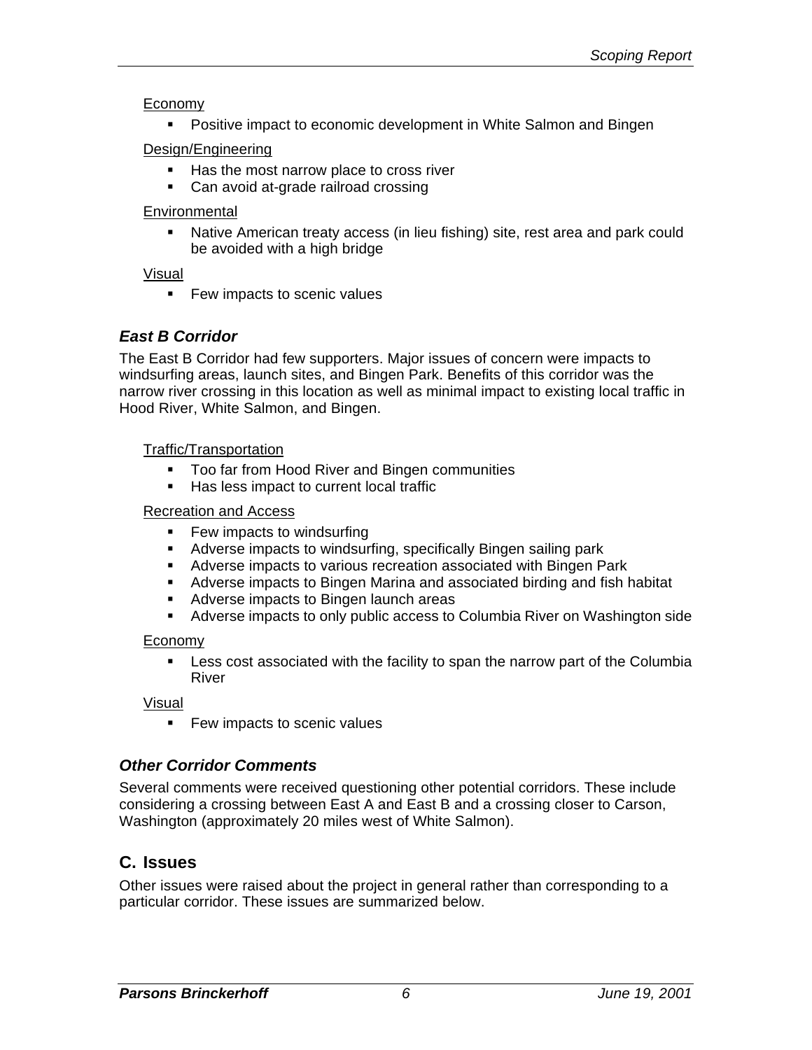Economy

- Positive impact to economic development in White Salmon and Bingen

Design/Engineering

- Has the most narrow place to cross river
- Can avoid at-grade railroad crossing

Environmental

- Native American treaty access (in lieu fishing) site, rest area and park could be avoided with a high bridge

Visual

- Few impacts to scenic values

### *East B Corridor*

The East B Corridor had few supporters. Major issues of concern were impacts to windsurfing areas, launch sites, and Bingen Park. Benefits of this corridor was the narrow river crossing in this location as well as minimal impact to existing local traffic in Hood River, White Salmon, and Bingen.

Traffic/Transportation

- Too far from Hood River and Bingen communities
- Has less impact to current local traffic

Recreation and Access

- Few impacts to windsurfing
- Adverse impacts to windsurfing, specifically Bingen sailing park
- Adverse impacts to various recreation associated with Bingen Park
- Adverse impacts to Bingen Marina and associated birding and fish habitat
- Adverse impacts to Bingen launch areas
- Adverse impacts to only public access to Columbia River on Washington side

Economy

- Less cost associated with the facility to span the narrow part of the Columbia River

Visual

- Few impacts to scenic values

### *Other Corridor Comments*

Several comments were received questioning other potential corridors. These include considering a crossing between East A and East B and a crossing closer to Carson, Washington (approximately 20 miles west of White Salmon).

## C. Issues

Other issues were raised about the project in general rather than corresponding to a particular corridor. These issues are summarized below.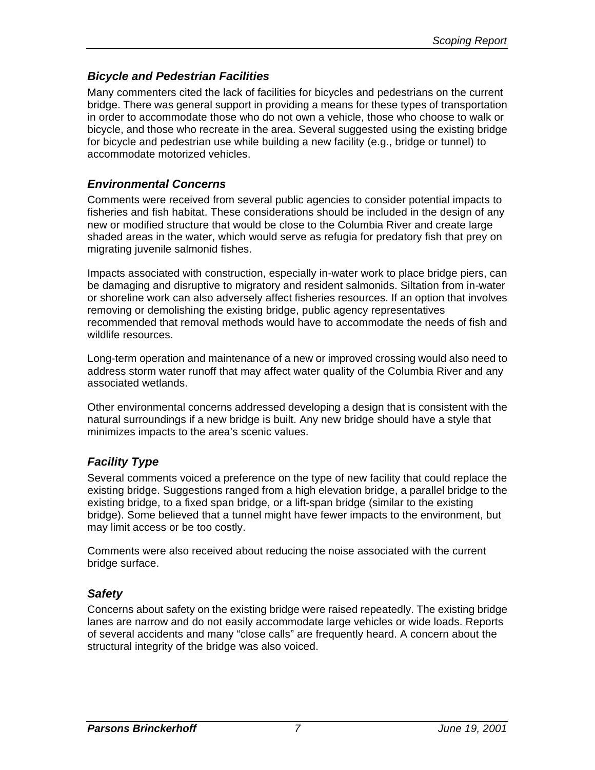### *Bicycle and Pedestrian Facilities*

Many commenters cited the lack of facilities for bicycles and pedestrians on the current bridge. There was general support in providing a means for these types of transportation in order to accommodate those who do not own a vehicle, those who choose to walk or bicycle, and those who recreate in the area. Several suggested using the existing bridge for bicycle and pedestrian use while building a new facility (e.g., bridge or tunnel) to accommodate motorized vehicles.

### *Environmental Concerns*

Comments were received from several public agencies to consider potential impacts to fisheries and fish habitat. These considerations should be included in the design of any new or modified structure that would be close to the Columbia River and create large shaded areas in the water, which would serve as refugia for predatory fish that prey on migrating juvenile salmonid fishes.

Impacts associated with construction, especially in-water work to place bridge piers, can be damaging and disruptive to migratory and resident salmonids. Siltation from in-water or shoreline work can also adversely affect fisheries resources. If an option that involves removing or demolishing the existing bridge, public agency representatives recommended that removal methods would have to accommodate the needs of fish and wildlife resources.

Long-term operation and maintenance of a new or improved crossing would also need to address storm water runoff that may affect water quality of the Columbia River and any associated wetlands.

Other environmental concerns addressed developing a design that is consistent with the natural surroundings if a new bridge is built. Any new bridge should have a style that minimizes impacts to the area's scenic values.

### *Facility Type*

Several comments voiced a preference on the type of new facility that could replace the existing bridge. Suggestions ranged from a high elevation bridge, a parallel bridge to the existing bridge, to a fixed span bridge, or a lift-span bridge (similar to the existing bridge). Some believed that a tunnel might have fewer impacts to the environment, but may limit access or be too costly.

Comments were also received about reducing the noise associated with the current bridge surface.

### *Safety*

Concerns about safety on the existing bridge were raised repeatedly. The existing bridge lanes are narrow and do not easily accommodate large vehicles or wide loads. Reports of several accidents and many "close calls" are frequently heard. A concern about the structural integrity of the bridge was also voiced.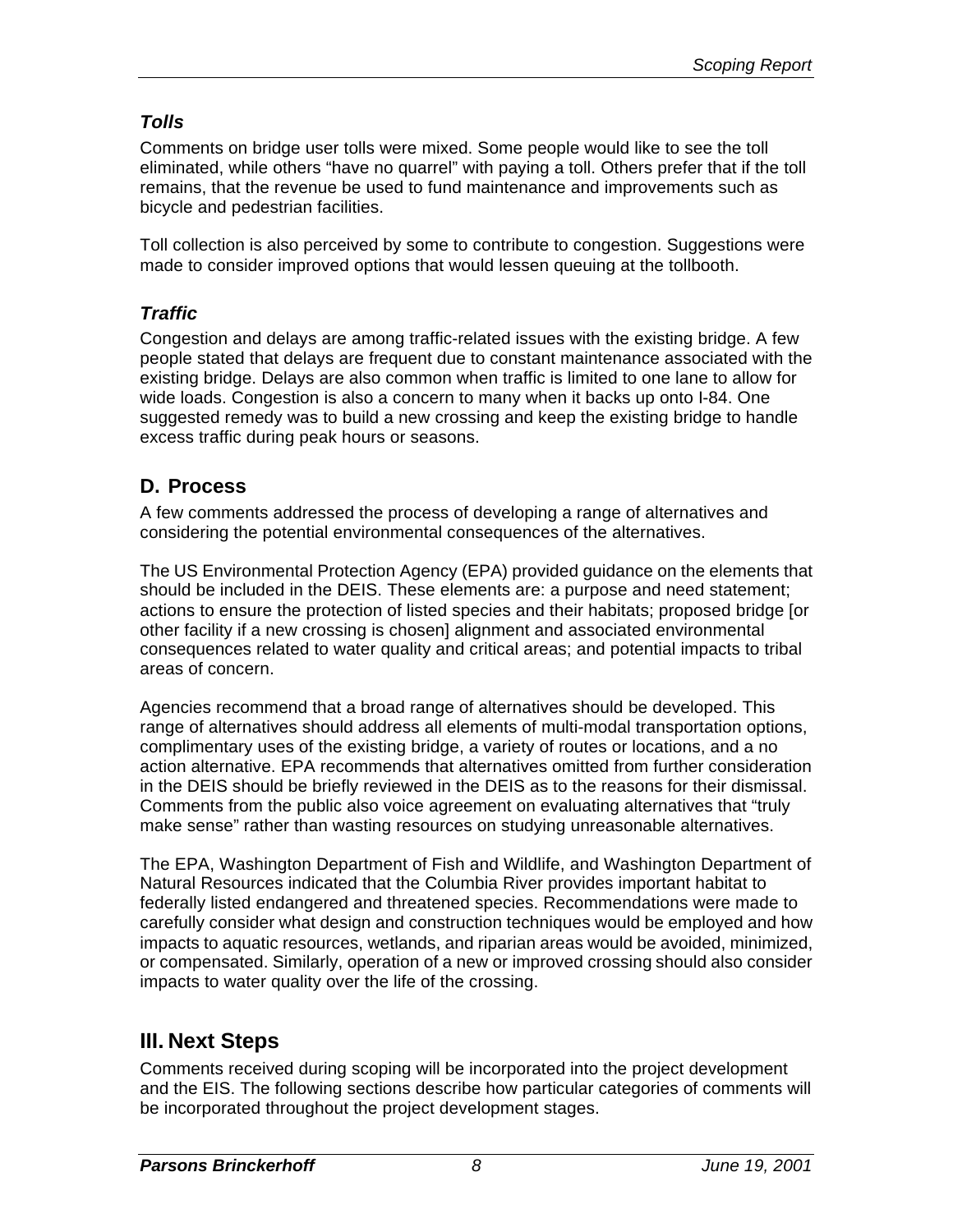### *Tolls*

Comments on bridge user tolls were mixed. Some people would like to see the toll eliminated, while others "have no quarrel" with paying a toll. Others prefer that if the toll remains, that the revenue be used to fund maintenance and improvements such as bicycle and pedestrian facilities.

Toll collection is also perceived by some to contribute to congestion. Suggestions were made to consider improved options that would lessen queuing at the tollbooth.

### *Traffic*

Congestion and delays are among traffic-related issues with the existing bridge. A few people stated that delays are frequent due to constant maintenance associated with the existing bridge. Delays are also common when traffic is limited to one lane to allow for wide loads. Congestion is also a concern to many when it backs up onto I-84. One suggested remedy was to build a new crossing and keep the existing bridge to handle excess traffic during peak hours or seasons.

## D. Process

A few comments addressed the process of developing a range of alternatives and considering the potential environmental consequences of the alternatives.

The US Environmental Protection Agency (EPA) provided guidance on the elements that should be included in the DEIS. These elements are: a purpose and need statement; actions to ensure the protection of listed species and their habitats; proposed bridge [or other facility if a new crossing is chosen] alignment and associated environmental consequences related to water quality and critical areas; and potential impacts to tribal areas of concern.

Agencies recommend that a broad range of alternatives should be developed. This range of alternatives should address all elements of multi-modal transportation options, complimentary uses of the existing bridge, a variety of routes or locations, and a no action alternative. EPA recommends that alternatives omitted from further consideration in the DEIS should be briefly reviewed in the DEIS as to the reasons for their dismissal. Comments from the public also voice agreement on evaluating alternatives that "truly make sense" rather than wasting resources on studying unreasonable alternatives.

The EPA, Washington Department of Fish and Wildlife, and Washington Department of Natural Resources indicated that the Columbia River provides important habitat to federally listed endangered and threatened species. Recommendations were made to carefully consider what design and construction techniques would be employed and how impacts to aquatic resources, wetlands, and riparian areas would be avoided, minimized, or compensated. Similarly, operation of a new or improved crossing should also consider impacts to water quality over the life of the crossing.

# III. Next Steps

Comments received during scoping will be incorporated into the project development and the EIS. The following sections describe how particular categories of comments will be incorporated throughout the project development stages.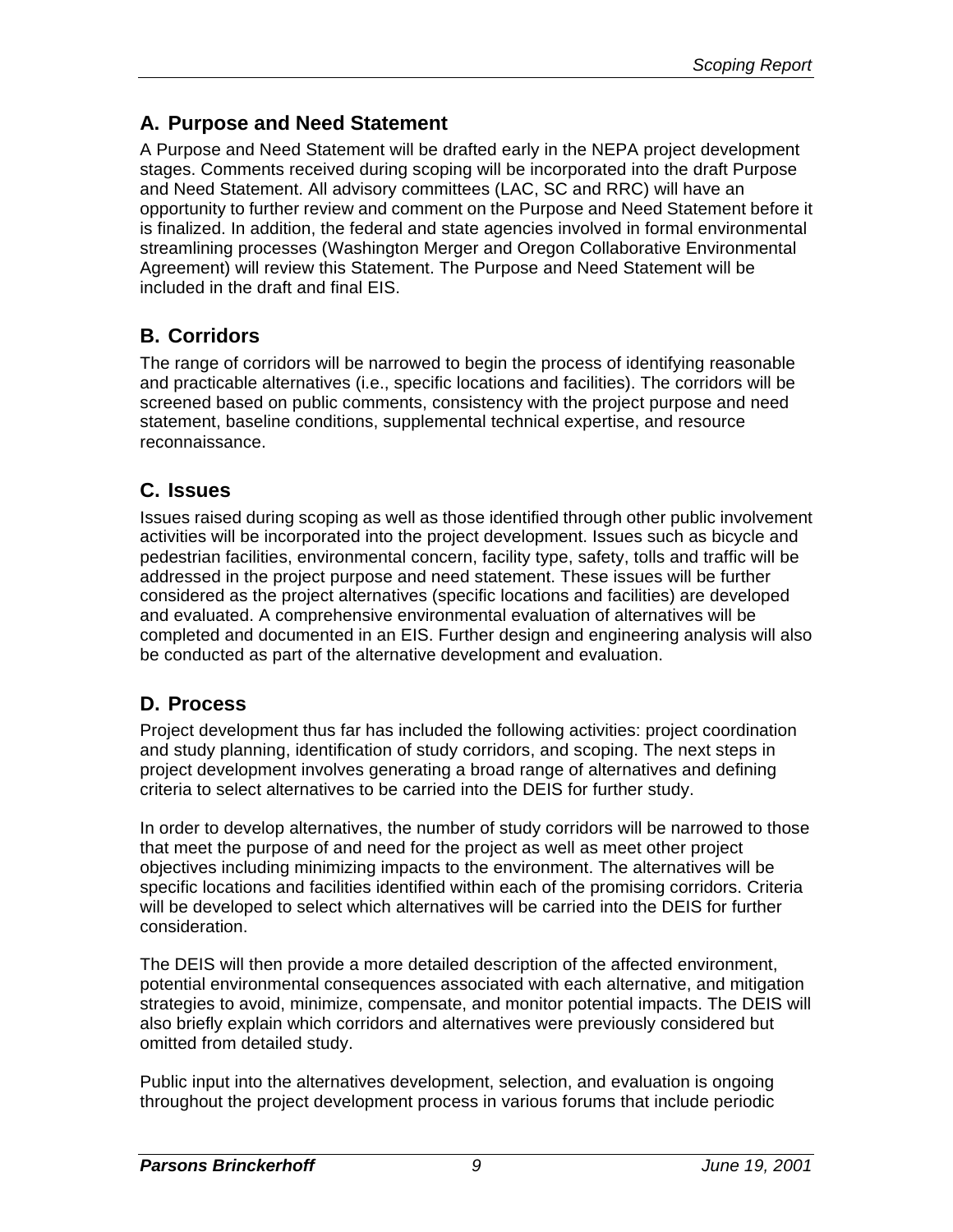## A. Purpose and Need Statement

A Purpose and Need Statement will be drafted early in the NEPA project development stages. Comments received during scoping will be incorporated into the draft Purpose and Need Statement. All advisory committees (LAC, SC and RRC) will have an opportunity to further review and comment on the Purpose and Need Statement before it is finalized. In addition, the federal and state agencies involved in formal environmental streamlining processes (Washington Merger and Oregon Collaborative Environmental Agreement) will review this Statement. The Purpose and Need Statement will be included in the draft and final EIS.

## B. Corridors

The range of corridors will be narrowed to begin the process of identifying reasonable and practicable alternatives (i.e., specific locations and facilities). The corridors will be screened based on public comments, consistency with the project purpose and need statement, baseline conditions, supplemental technical expertise, and resource reconnaissance.

## C. Issues

Issues raised during scoping as well as those identified through other public involvement activities will be incorporated into the project development. Issues such as bicycle and pedestrian facilities, environmental concern, facility type, safety, tolls and traffic will be addressed in the project purpose and need statement. These issues will be further considered as the project alternatives (specific locations and facilities) are developed and evaluated. A comprehensive environmental evaluation of alternatives will be completed and documented in an EIS. Further design and engineering analysis will also be conducted as part of the alternative development and evaluation.

## D. Process

Project development thus far has included the following activities: project coordination and study planning, identification of study corridors, and scoping. The next steps in project development involves generating a broad range of alternatives and defining criteria to select alternatives to be carried into the DEIS for further study.

In order to develop alternatives, the number of study corridors will be narrowed to those that meet the purpose of and need for the project as well as meet other project objectives including minimizing impacts to the environment. The alternatives will be specific locations and facilities identified within each of the promising corridors. Criteria will be developed to select which alternatives will be carried into the DEIS for further consideration.

The DEIS will then provide a more detailed description of the affected environment, potential environmental consequences associated with each alternative, and mitigation strategies to avoid, minimize, compensate, and monitor potential impacts. The DEIS will also briefly explain which corridors and alternatives were previously considered but omitted from detailed study.

Public input into the alternatives development, selection, and evaluation is ongoing throughout the project development process in various forums that include periodic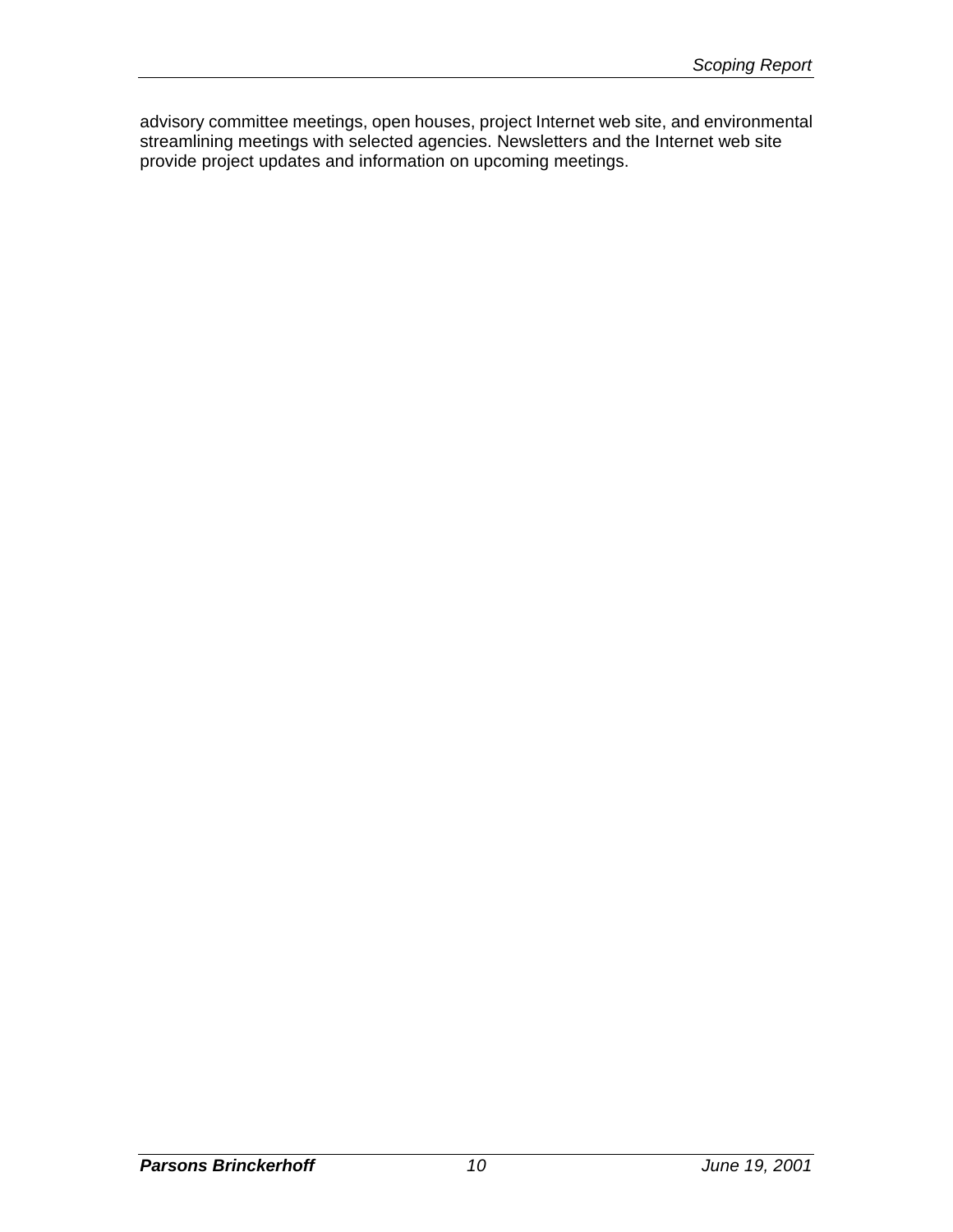advisory committee meetings, open houses, project Internet web site, and environmental streamlining meetings with selected agencies. Newsletters and the Internet web site provide project updates and information on upcoming meetings.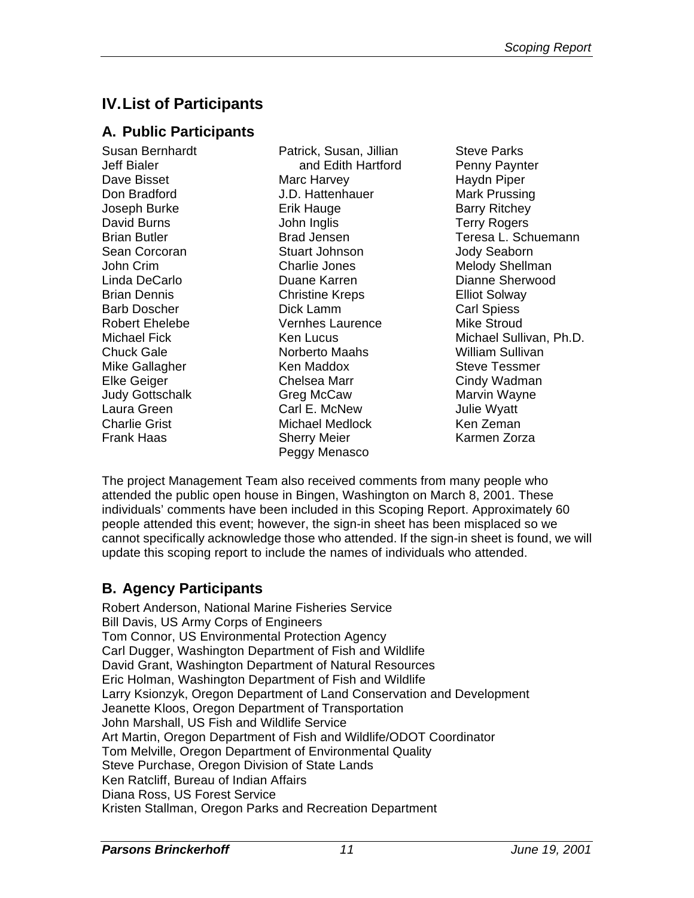## IV. List of Participants

### A. Public Participants

Susan Bernhardt
Jeff Bialer
Dave Bisset
Don Bradford
Joseph Burke
David Burns
Brian Butler
Sean Corcoran
John Crim
Linda DeCarlo
Brian Dennis
Barb Doscher
Robert Ehelebe
Michael Fick
Chuck Gale
Mike Gallagher
Elke Geiger
Judy Gottschalk
Laura Green
Charlie Grist
Frank Haas
Patrick, Susan, Jillian and Edith Hartford
Marc Harvey
J.D. Hattenhauer
Erik Hauge
John Inglis
Brad Jensen
Stuart Johnson
Charlie Jones
Duane Karren
Christine Kreps
Dick Lamm
Vernhes Laurence
Ken Lucus
Norberto Maahs
Ken Maddox
Chelsea Marr
Greg McCaw
Carl E. McNew
Michael Medlock
Sherry Meier
Peggy Menasco
Steve Parks
Penny Paynter
Haydn Piper
Mark Prussing
Barry Ritchey
Terry Rogers
Teresa L. Schuemann
Jody Seaborn
Melody Shellman
Dianne Sherwood
Elliot Solway
Carl Spiess
Mike Stroud
Michael Sullivan, Ph.D.
William Sullivan
Steve Tessmer
Cindy Wadman
Marvin Wayne
Julie Wyatt
Ken Zeman
Karmen Zorza

The project Management Team also received comments from many people who attended the public open house in Bingen, Washington on March 8, 2001. These individuals' comments have been included in this Scoping Report. Approximately 60 people attended this event; however, the sign-in sheet has been misplaced so we cannot specifically acknowledge those who attended. If the sign-in sheet is found, we will update this scoping report to include the names of individuals who attended.

### B. Agency Participants

Robert Anderson, National Marine Fisheries Service
Bill Davis, US Army Corps of Engineers
Tom Connor, US Environmental Protection Agency
Carl Dugger, Washington Department of Fish and Wildlife
David Grant, Washington Department of Natural Resources
Eric Holman, Washington Department of Fish and Wildlife
Larry Ksionzyk, Oregon Department of Land Conservation and Development
Jeanette Kloos, Oregon Department of Transportation
John Marshall, US Fish and Wildlife Service
Art Martin, Oregon Department of Fish and Wildlife/ODOT Coordinator
Tom Melville, Oregon Department of Environmental Quality
Steve Purchase, Oregon Division of State Lands
Ken Ratcliff, Bureau of Indian Affairs
Diana Ross, US Forest Service
Kristen Stallman, Oregon Parks and Recreation Department